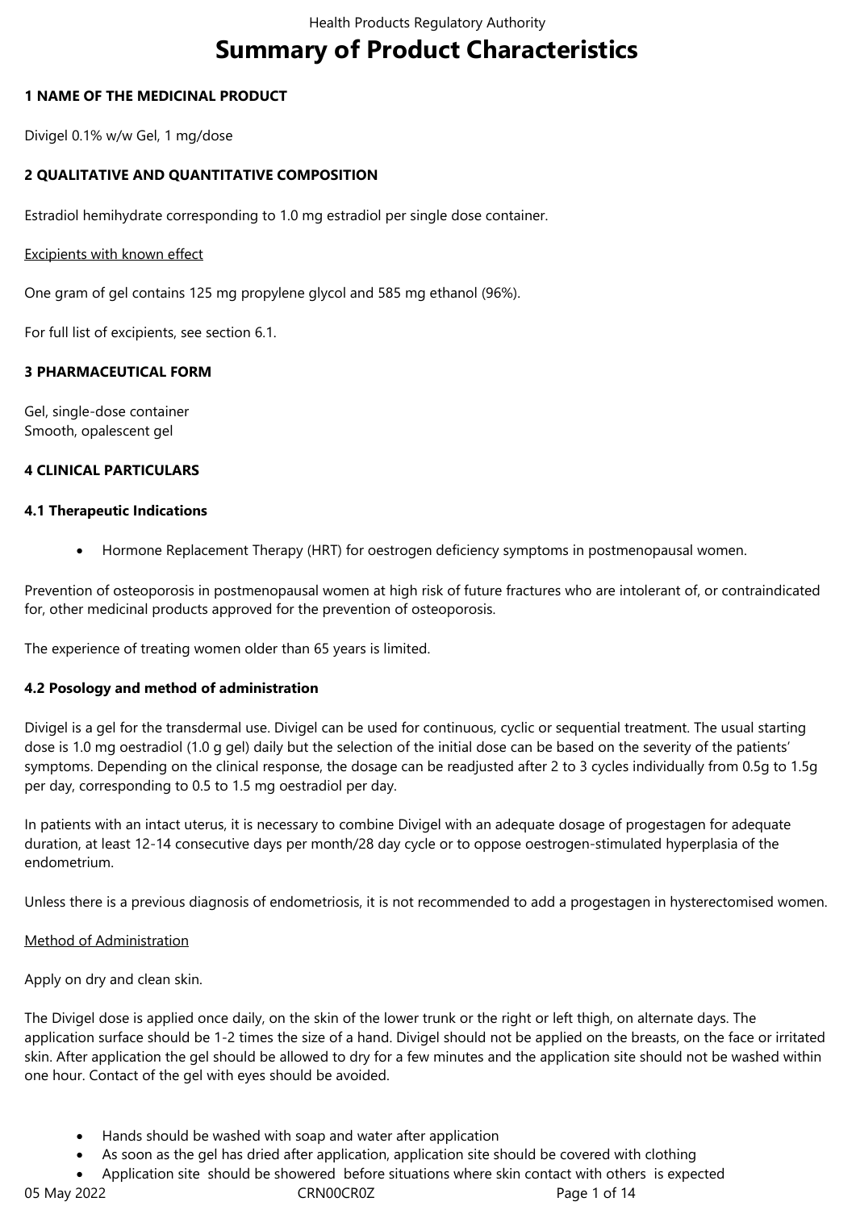# Summary of Product Characteristics

## 1 NAME OF THE MEDICINAL PRODUCT

Divigel 0.1% w/w Gel, 1 mg/dose

## 2 QUALITATIVE AND QUANTITATIVE COMPOSITION

Estradiol hemihydrate corresponding to 1.0 mg estradiol per single dose container.

Excipients with known effect

One gram of gel contains 125 mg propylene glycol and 585 mg ethanol (96%).

For full list of excipients, see section 6.1.

## 3 PHARMACEUTICAL FORM

Gel, single-dose container
Smooth, opalescent gel

## 4 CLINICAL PARTICULARS

### 4.1 Therapeutic Indications

- Hormone Replacement Therapy (HRT) for oestrogen deficiency symptoms in postmenopausal women.

Prevention of osteoporosis in postmenopausal women at high risk of future fractures who are intolerant of, or contraindicated for, other medicinal products approved for the prevention of osteoporosis.

The experience of treating women older than 65 years is limited.

### 4.2 Posology and method of administration

Divigel is a gel for the transdermal use. Divigel can be used for continuous, cyclic or sequential treatment. The usual starting dose is 1.0 mg oestradiol (1.0 g gel) daily but the selection of the initial dose can be based on the severity of the patients' symptoms. Depending on the clinical response, the dosage can be readjusted after 2 to 3 cycles individually from 0.5g to 1.5g per day, corresponding to 0.5 to 1.5 mg oestradiol per day.

In patients with an intact uterus, it is necessary to combine Divigel with an adequate dosage of progestagen for adequate duration, at least 12-14 consecutive days per month/28 day cycle or to oppose oestrogen-stimulated hyperplasia of the endometrium.

Unless there is a previous diagnosis of endometriosis, it is not recommended to add a progestagen in hysterectomised women.

Method of Administration

Apply on dry and clean skin.

The Divigel dose is applied once daily, on the skin of the lower trunk or the right or left thigh, on alternate days. The application surface should be 1-2 times the size of a hand. Divigel should not be applied on the breasts, on the face or irritated skin. After application the gel should be allowed to dry for a few minutes and the application site should not be washed within one hour. Contact of the gel with eyes should be avoided.

- Hands should be washed with soap and water after application
- As soon as the gel has dried after application, application site should be covered with clothing
- Application site should be showered before situations where skin contact with others is expected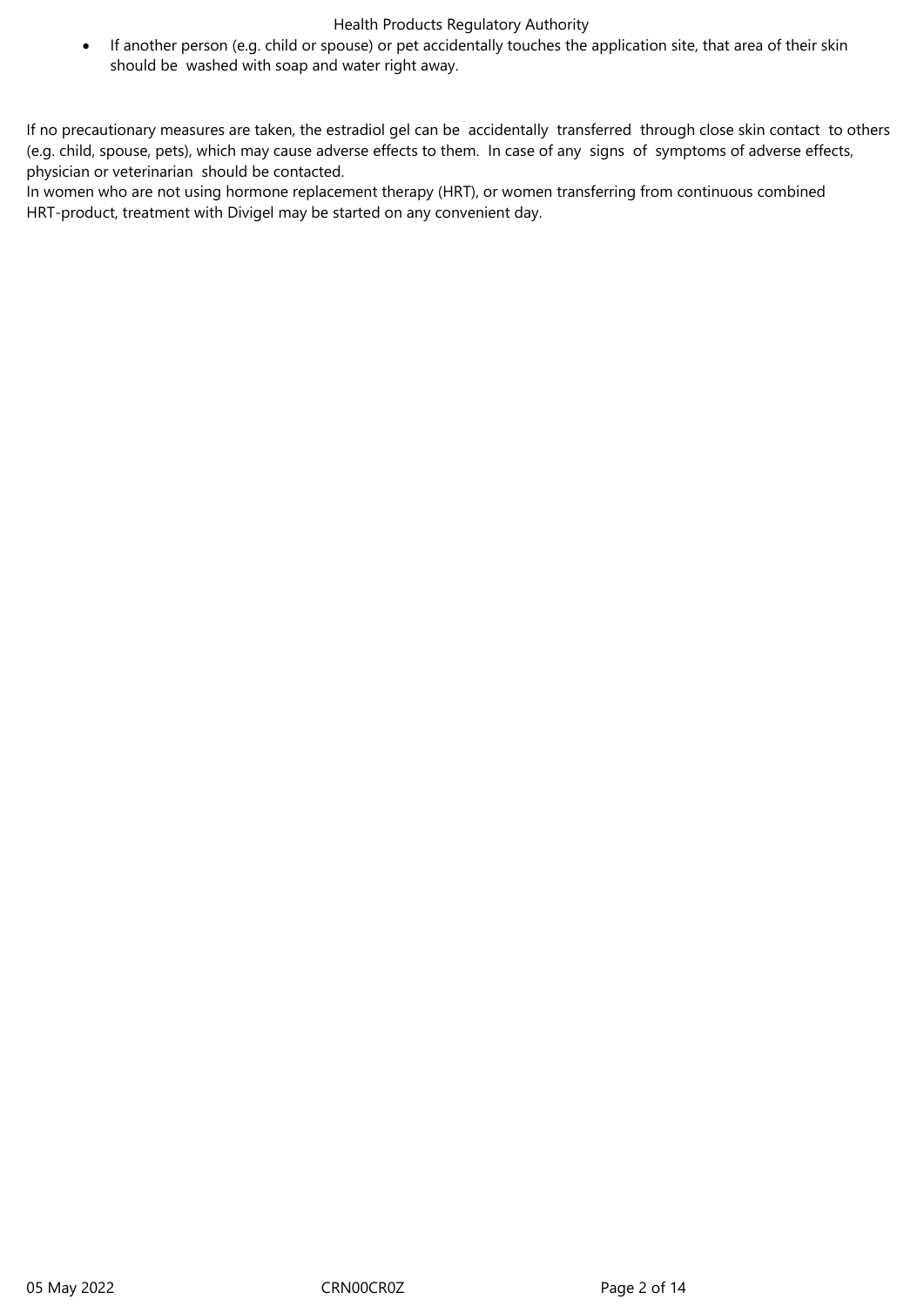- If another person (e.g. child or spouse) or pet accidentally touches the application site, that area of their skin should be washed with soap and water right away.

If no precautionary measures are taken, the estradiol gel can be accidentally transferred through close skin contact to others (e.g. child, spouse, pets), which may cause adverse effects to them. In case of any signs of symptoms of adverse effects, physician or veterinarian should be contacted.
In women who are not using hormone replacement therapy (HRT), or women transferring from continuous combined HRT-product, treatment with Divigel may be started on any convenient day.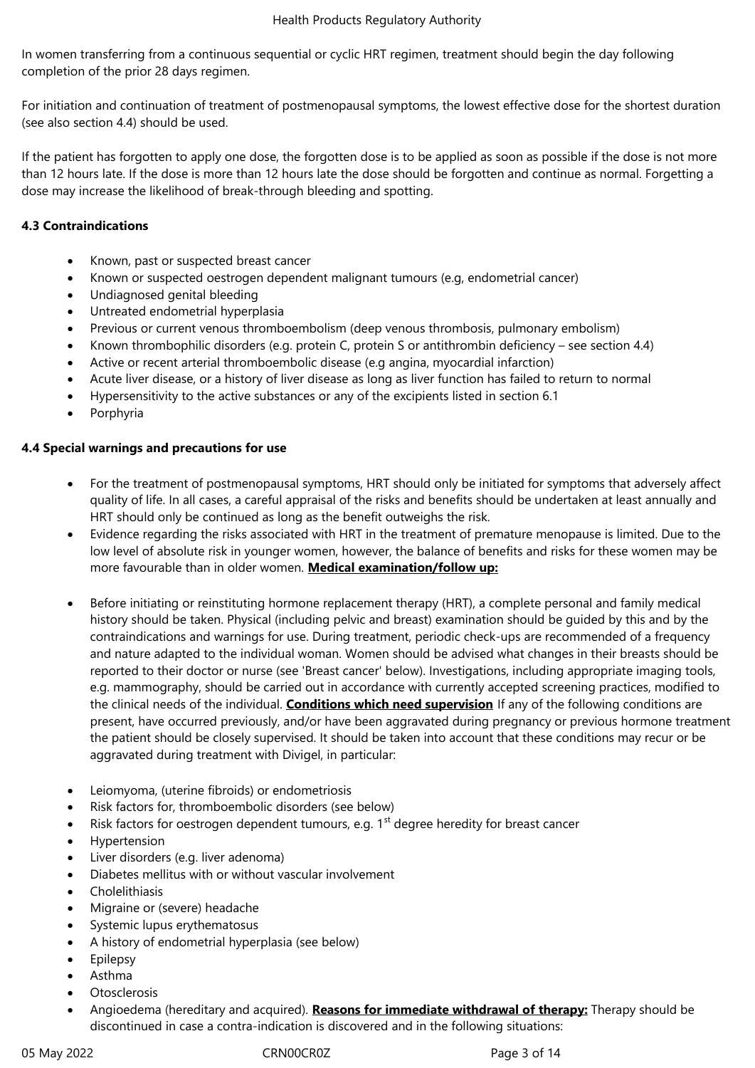In women transferring from a continuous sequential or cyclic HRT regimen, treatment should begin the day following completion of the prior 28 days regimen.

For initiation and continuation of treatment of postmenopausal symptoms, the lowest effective dose for the shortest duration (see also section 4.4) should be used.

If the patient has forgotten to apply one dose, the forgotten dose is to be applied as soon as possible if the dose is not more than 12 hours late. If the dose is more than 12 hours late the dose should be forgotten and continue as normal. Forgetting a dose may increase the likelihood of break-through bleeding and spotting.

**4.3 Contraindications**

- Known, past or suspected breast cancer
- Known or suspected oestrogen dependent malignant tumours (e.g, endometrial cancer)
- Undiagnosed genital bleeding
- Untreated endometrial hyperplasia
- Previous or current venous thromboembolism (deep venous thrombosis, pulmonary embolism)
- Known thrombophilic disorders (e.g. protein C, protein S or antithrombin deficiency – see section 4.4)
- Active or recent arterial thromboembolic disease (e.g angina, myocardial infarction)
- Acute liver disease, or a history of liver disease as long as liver function has failed to return to normal
- Hypersensitivity to the active substances or any of the excipients listed in section 6.1
- Porphyria

**4.4 Special warnings and precautions for use**

- For the treatment of postmenopausal symptoms, HRT should only be initiated for symptoms that adversely affect quality of life. In all cases, a careful appraisal of the risks and benefits should be undertaken at least annually and HRT should only be continued as long as the benefit outweighs the risk.
- Evidence regarding the risks associated with HRT in the treatment of premature menopause is limited. Due to the low level of absolute risk in younger women, however, the balance of benefits and risks for these women may be more favourable than in older women. **Medical examination/follow up:**
- Before initiating or reinstituting hormone replacement therapy (HRT), a complete personal and family medical history should be taken. Physical (including pelvic and breast) examination should be guided by this and by the contraindications and warnings for use. During treatment, periodic check-ups are recommended of a frequency and nature adapted to the individual woman. Women should be advised what changes in their breasts should be reported to their doctor or nurse (see 'Breast cancer' below). Investigations, including appropriate imaging tools, e.g. mammography, should be carried out in accordance with currently accepted screening practices, modified to the clinical needs of the individual. **Conditions which need supervision** If any of the following conditions are present, have occurred previously, and/or have been aggravated during pregnancy or previous hormone treatment the patient should be closely supervised. It should be taken into account that these conditions may recur or be aggravated during treatment with Divigel, in particular:

- Leiomyoma, (uterine fibroids) or endometriosis
- Risk factors for, thromboembolic disorders (see below)
- Risk factors for oestrogen dependent tumours, e.g. 1st degree heredity for breast cancer
- Hypertension
- Liver disorders (e.g. liver adenoma)
- Diabetes mellitus with or without vascular involvement
- Cholelithiasis
- Migraine or (severe) headache
- Systemic lupus erythematosus
- A history of endometrial hyperplasia (see below)
- Epilepsy
- Asthma
- Otosclerosis
- Angioedema (hereditary and acquired). **Reasons for immediate withdrawal of therapy:** Therapy should be discontinued in case a contra-indication is discovered and in the following situations: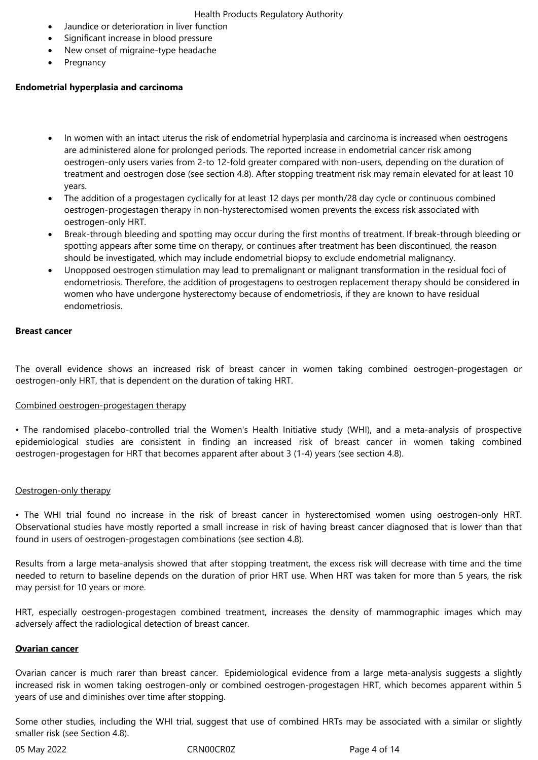- Jaundice or deterioration in liver function
- Significant increase in blood pressure
- New onset of migraine-type headache
- Pregnancy

**Endometrial hyperplasia and carcinoma**

- In women with an intact uterus the risk of endometrial hyperplasia and carcinoma is increased when oestrogens are administered alone for prolonged periods. The reported increase in endometrial cancer risk among oestrogen-only users varies from 2-to 12-fold greater compared with non-users, depending on the duration of treatment and oestrogen dose (see section 4.8). After stopping treatment risk may remain elevated for at least 10 years.
- The addition of a progestagen cyclically for at least 12 days per month/28 day cycle or continuous combined oestrogen-progestagen therapy in non-hysterectomised women prevents the excess risk associated with oestrogen-only HRT.
- Break-through bleeding and spotting may occur during the first months of treatment. If break-through bleeding or spotting appears after some time on therapy, or continues after treatment has been discontinued, the reason should be investigated, which may include endometrial biopsy to exclude endometrial malignancy.
- Unopposed oestrogen stimulation may lead to premalignant or malignant transformation in the residual foci of endometriosis. Therefore, the addition of progestagens to oestrogen replacement therapy should be considered in women who have undergone hysterectomy because of endometriosis, if they are known to have residual endometriosis.

**Breast cancer**

The overall evidence shows an increased risk of breast cancer in women taking combined oestrogen-progestagen or oestrogen-only HRT, that is dependent on the duration of taking HRT.

<u>Combined oestrogen-progestagen therapy</u>

• The randomised placebo-controlled trial the Women's Health Initiative study (WHI), and a meta-analysis of prospective epidemiological studies are consistent in finding an increased risk of breast cancer in women taking combined oestrogen-progestagen for HRT that becomes apparent after about 3 (1-4) years (see section 4.8).

<u>Oestrogen-only therapy</u>

• The WHI trial found no increase in the risk of breast cancer in hysterectomised women using oestrogen-only HRT. Observational studies have mostly reported a small increase in risk of having breast cancer diagnosed that is lower than that found in users of oestrogen-progestagen combinations (see section 4.8).

Results from a large meta-analysis showed that after stopping treatment, the excess risk will decrease with time and the time needed to return to baseline depends on the duration of prior HRT use. When HRT was taken for more than 5 years, the risk may persist for 10 years or more.

HRT, especially oestrogen-progestagen combined treatment, increases the density of mammographic images which may adversely affect the radiological detection of breast cancer.

**<u>Ovarian cancer</u>**

Ovarian cancer is much rarer than breast cancer. Epidemiological evidence from a large meta-analysis suggests a slightly increased risk in women taking oestrogen-only or combined oestrogen-progestagen HRT, which becomes apparent within 5 years of use and diminishes over time after stopping.

Some other studies, including the WHI trial, suggest that use of combined HRTs may be associated with a similar or slightly smaller risk (see Section 4.8).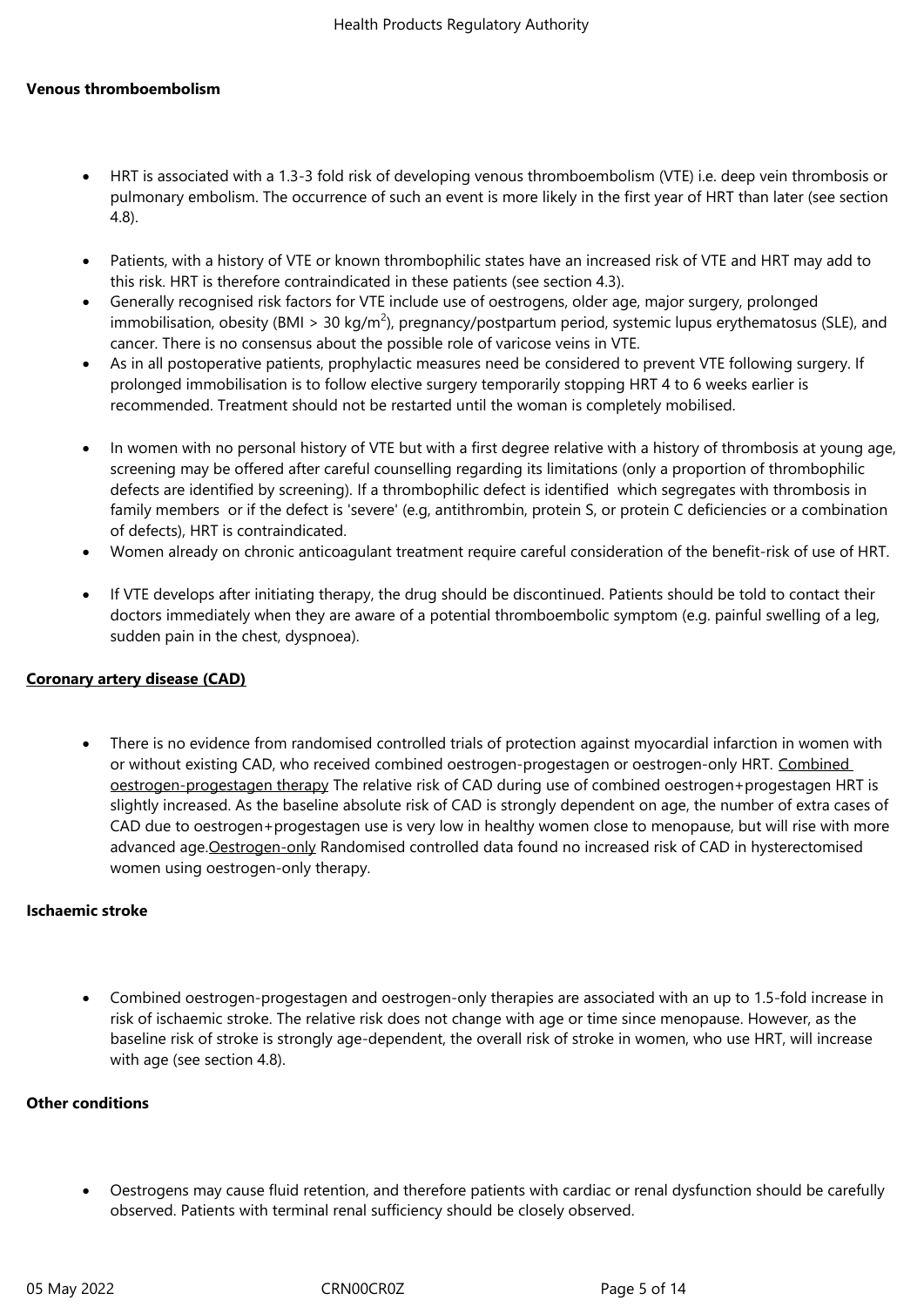**Venous thromboembolism**

- HRT is associated with a 1.3-3 fold risk of developing venous thromboembolism (VTE) i.e. deep vein thrombosis or pulmonary embolism. The occurrence of such an event is more likely in the first year of HRT than later (see section 4.8).
- Patients, with a history of VTE or known thrombophilic states have an increased risk of VTE and HRT may add to this risk. HRT is therefore contraindicated in these patients (see section 4.3).
- Generally recognised risk factors for VTE include use of oestrogens, older age, major surgery, prolonged immobilisation, obesity (BMI > 30 kg/m$^2$), pregnancy/postpartum period, systemic lupus erythematosus (SLE), and cancer. There is no consensus about the possible role of varicose veins in VTE.
- As in all postoperative patients, prophylactic measures need be considered to prevent VTE following surgery. If prolonged immobilisation is to follow elective surgery temporarily stopping HRT 4 to 6 weeks earlier is recommended. Treatment should not be restarted until the woman is completely mobilised.
- In women with no personal history of VTE but with a first degree relative with a history of thrombosis at young age, screening may be offered after careful counselling regarding its limitations (only a proportion of thrombophilic defects are identified by screening). If a thrombophilic defect is identified which segregates with thrombosis in family members or if the defect is 'severe' (e.g, antithrombin, protein S, or protein C deficiencies or a combination of defects), HRT is contraindicated.
- Women already on chronic anticoagulant treatment require careful consideration of the benefit-risk of use of HRT.
- If VTE develops after initiating therapy, the drug should be discontinued. Patients should be told to contact their doctors immediately when they are aware of a potential thromboembolic symptom (e.g. painful swelling of a leg, sudden pain in the chest, dyspnoea).

**Coronary artery disease (CAD)**

- There is no evidence from randomised controlled trials of protection against myocardial infarction in women with or without existing CAD, who received combined oestrogen-progestagen or oestrogen-only HRT. Combined oestrogen-progestagen therapy The relative risk of CAD during use of combined oestrogen+progestagen HRT is slightly increased. As the baseline absolute risk of CAD is strongly dependent on age, the number of extra cases of CAD due to oestrogen+progestagen use is very low in healthy women close to menopause, but will rise with more advanced age.Oestrogen-only Randomised controlled data found no increased risk of CAD in hysterectomised women using oestrogen-only therapy.

**Ischaemic stroke**

- Combined oestrogen-progestagen and oestrogen-only therapies are associated with an up to 1.5-fold increase in risk of ischaemic stroke. The relative risk does not change with age or time since menopause. However, as the baseline risk of stroke is strongly age-dependent, the overall risk of stroke in women, who use HRT, will increase with age (see section 4.8).

**Other conditions**

- Oestrogens may cause fluid retention, and therefore patients with cardiac or renal dysfunction should be carefully observed. Patients with terminal renal sufficiency should be closely observed.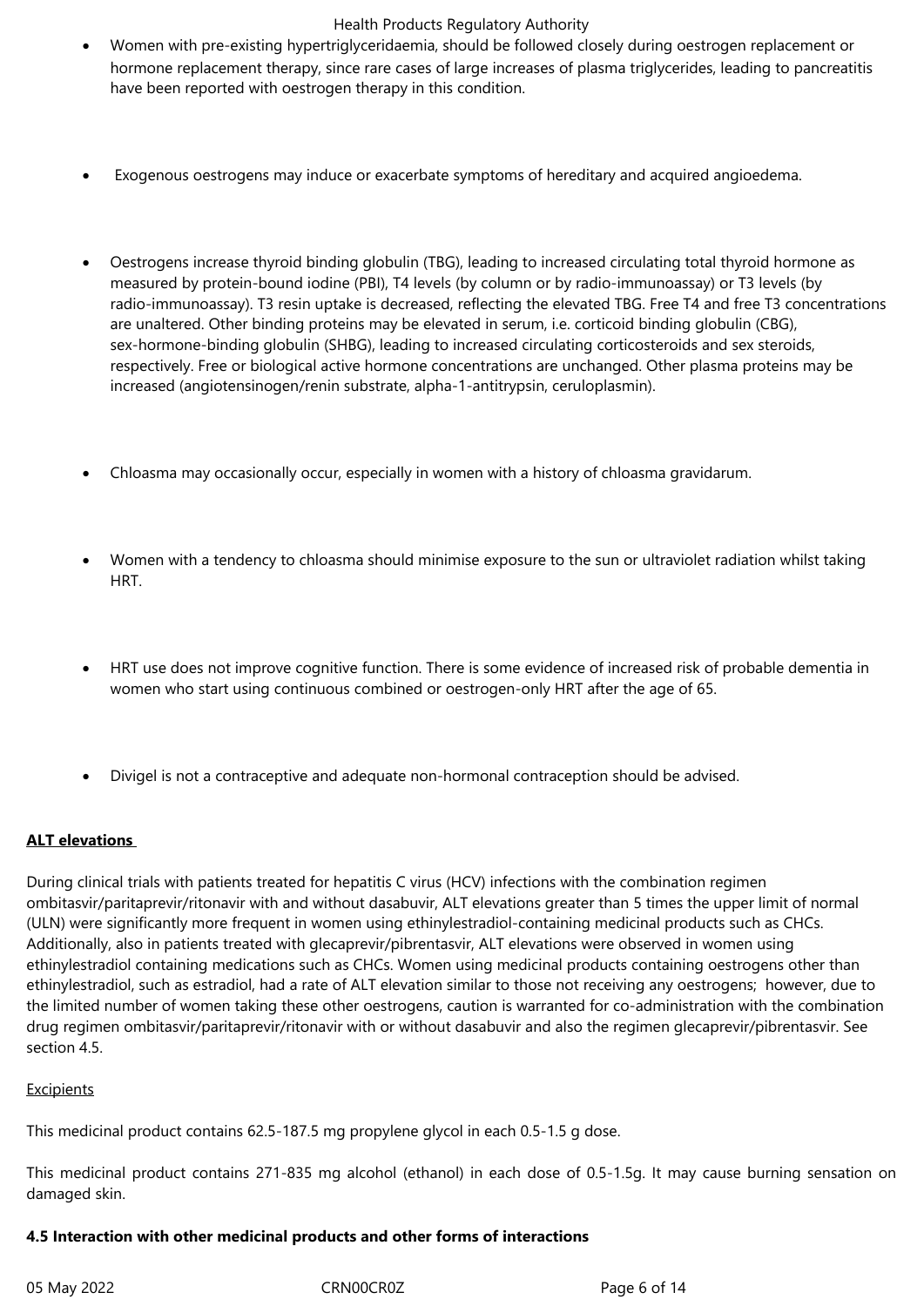- Women with pre-existing hypertriglyceridaemia, should be followed closely during oestrogen replacement or hormone replacement therapy, since rare cases of large increases of plasma triglycerides, leading to pancreatitis have been reported with oestrogen therapy in this condition.

- Exogenous oestrogens may induce or exacerbate symptoms of hereditary and acquired angioedema.

- Oestrogens increase thyroid binding globulin (TBG), leading to increased circulating total thyroid hormone as measured by protein-bound iodine (PBI), T4 levels (by column or by radio-immunoassay) or T3 levels (by radio-immunoassay). T3 resin uptake is decreased, reflecting the elevated TBG. Free T4 and free T3 concentrations are unaltered. Other binding proteins may be elevated in serum, i.e. corticoid binding globulin (CBG), sex-hormone-binding globulin (SHBG), leading to increased circulating corticosteroids and sex steroids, respectively. Free or biological active hormone concentrations are unchanged. Other plasma proteins may be increased (angiotensinogen/renin substrate, alpha-1-antitrypsin, ceruloplasmin).

- Chloasma may occasionally occur, especially in women with a history of chloasma gravidarum.

- Women with a tendency to chloasma should minimise exposure to the sun or ultraviolet radiation whilst taking HRT.

- HRT use does not improve cognitive function. There is some evidence of increased risk of probable dementia in women who start using continuous combined or oestrogen-only HRT after the age of 65.

- Divigel is not a contraceptive and adequate non-hormonal contraception should be advised.

**ALT elevations**

During clinical trials with patients treated for hepatitis C virus (HCV) infections with the combination regimen ombitasvir/paritaprevir/ritonavir with and without dasabuvir, ALT elevations greater than 5 times the upper limit of normal (ULN) were significantly more frequent in women using ethinylestradiol-containing medicinal products such as CHCs. Additionally, also in patients treated with glecaprevir/pibrentasvir, ALT elevations were observed in women using ethinylestradiol containing medications such as CHCs. Women using medicinal products containing oestrogens other than ethinylestradiol, such as estradiol, had a rate of ALT elevation similar to those not receiving any oestrogens; however, due to the limited number of women taking these other oestrogens, caution is warranted for co-administration with the combination drug regimen ombitasvir/paritaprevir/ritonavir with or without dasabuvir and also the regimen glecaprevir/pibrentasvir. See section 4.5.

Excipients

This medicinal product contains 62.5-187.5 mg propylene glycol in each 0.5-1.5 g dose.

This medicinal product contains 271-835 mg alcohol (ethanol) in each dose of 0.5-1.5g. It may cause burning sensation on damaged skin.

**4.5 Interaction with other medicinal products and other forms of interactions**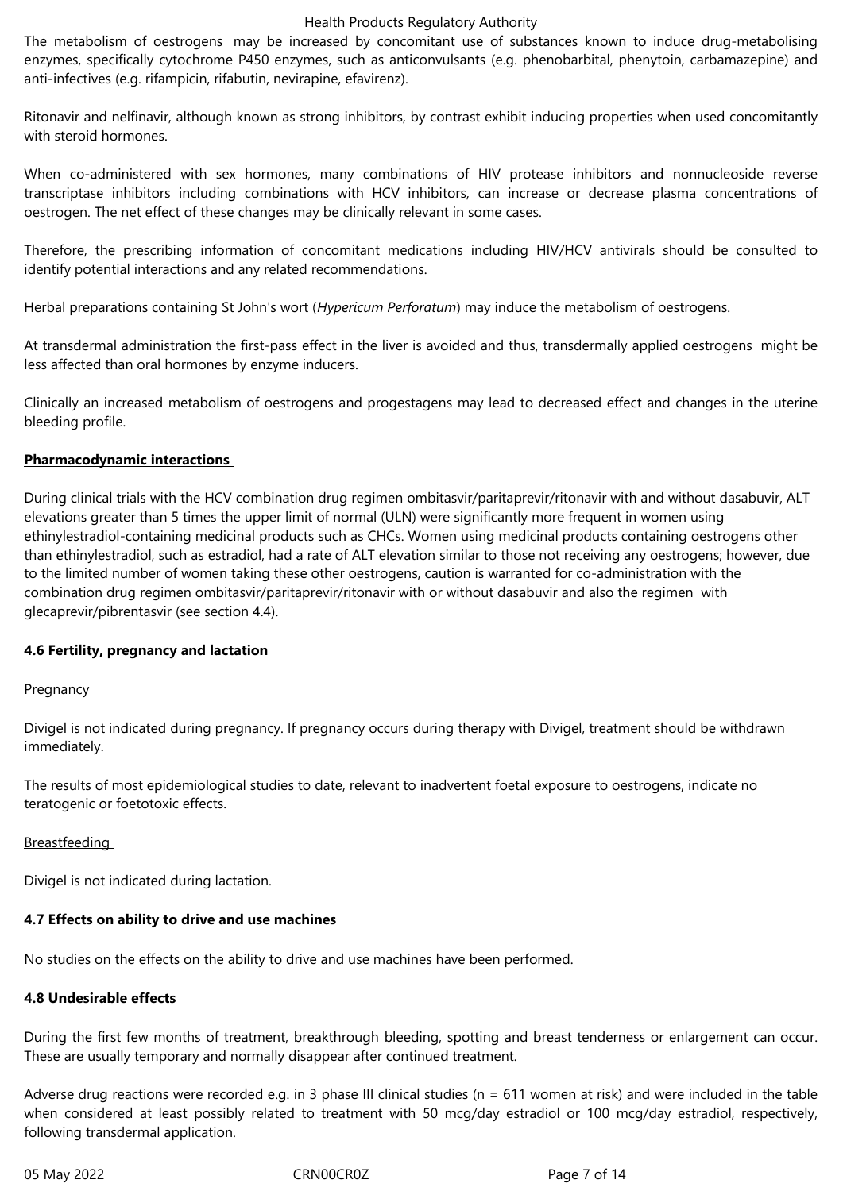The metabolism of oestrogens may be increased by concomitant use of substances known to induce drug-metabolising enzymes, specifically cytochrome P450 enzymes, such as anticonvulsants (e.g. phenobarbital, phenytoin, carbamazepine) and anti-infectives (e.g. rifampicin, rifabutin, nevirapine, efavirenz).

Ritonavir and nelfinavir, although known as strong inhibitors, by contrast exhibit inducing properties when used concomitantly with steroid hormones.

When co-administered with sex hormones, many combinations of HIV protease inhibitors and nonnucleoside reverse transcriptase inhibitors including combinations with HCV inhibitors, can increase or decrease plasma concentrations of oestrogen. The net effect of these changes may be clinically relevant in some cases.

Therefore, the prescribing information of concomitant medications including HIV/HCV antivirals should be consulted to identify potential interactions and any related recommendations.

Herbal preparations containing St John's wort (*Hypericum Perforatum*) may induce the metabolism of oestrogens.

At transdermal administration the first-pass effect in the liver is avoided and thus, transdermally applied oestrogens might be less affected than oral hormones by enzyme inducers.

Clinically an increased metabolism of oestrogens and progestagens may lead to decreased effect and changes in the uterine bleeding profile.

**Pharmacodynamic interactions**

During clinical trials with the HCV combination drug regimen ombitasvir/paritaprevir/ritonavir with and without dasabuvir, ALT elevations greater than 5 times the upper limit of normal (ULN) were significantly more frequent in women using ethinylestradiol-containing medicinal products such as CHCs. Women using medicinal products containing oestrogens other than ethinylestradiol, such as estradiol, had a rate of ALT elevation similar to those not receiving any oestrogens; however, due to the limited number of women taking these other oestrogens, caution is warranted for co-administration with the combination drug regimen ombitasvir/paritaprevir/ritonavir with or without dasabuvir and also the regimen with glecaprevir/pibrentasvir (see section 4.4).

### 4.6 Fertility, pregnancy and lactation

Pregnancy

Divigel is not indicated during pregnancy. If pregnancy occurs during therapy with Divigel, treatment should be withdrawn immediately.

The results of most epidemiological studies to date, relevant to inadvertent foetal exposure to oestrogens, indicate no teratogenic or foetotoxic effects.

Breastfeeding

Divigel is not indicated during lactation.

### 4.7 Effects on ability to drive and use machines

No studies on the effects on the ability to drive and use machines have been performed.

### 4.8 Undesirable effects

During the first few months of treatment, breakthrough bleeding, spotting and breast tenderness or enlargement can occur. These are usually temporary and normally disappear after continued treatment.

Adverse drug reactions were recorded e.g. in 3 phase III clinical studies (n = 611 women at risk) and were included in the table when considered at least possibly related to treatment with 50 mcg/day estradiol or 100 mcg/day estradiol, respectively, following transdermal application.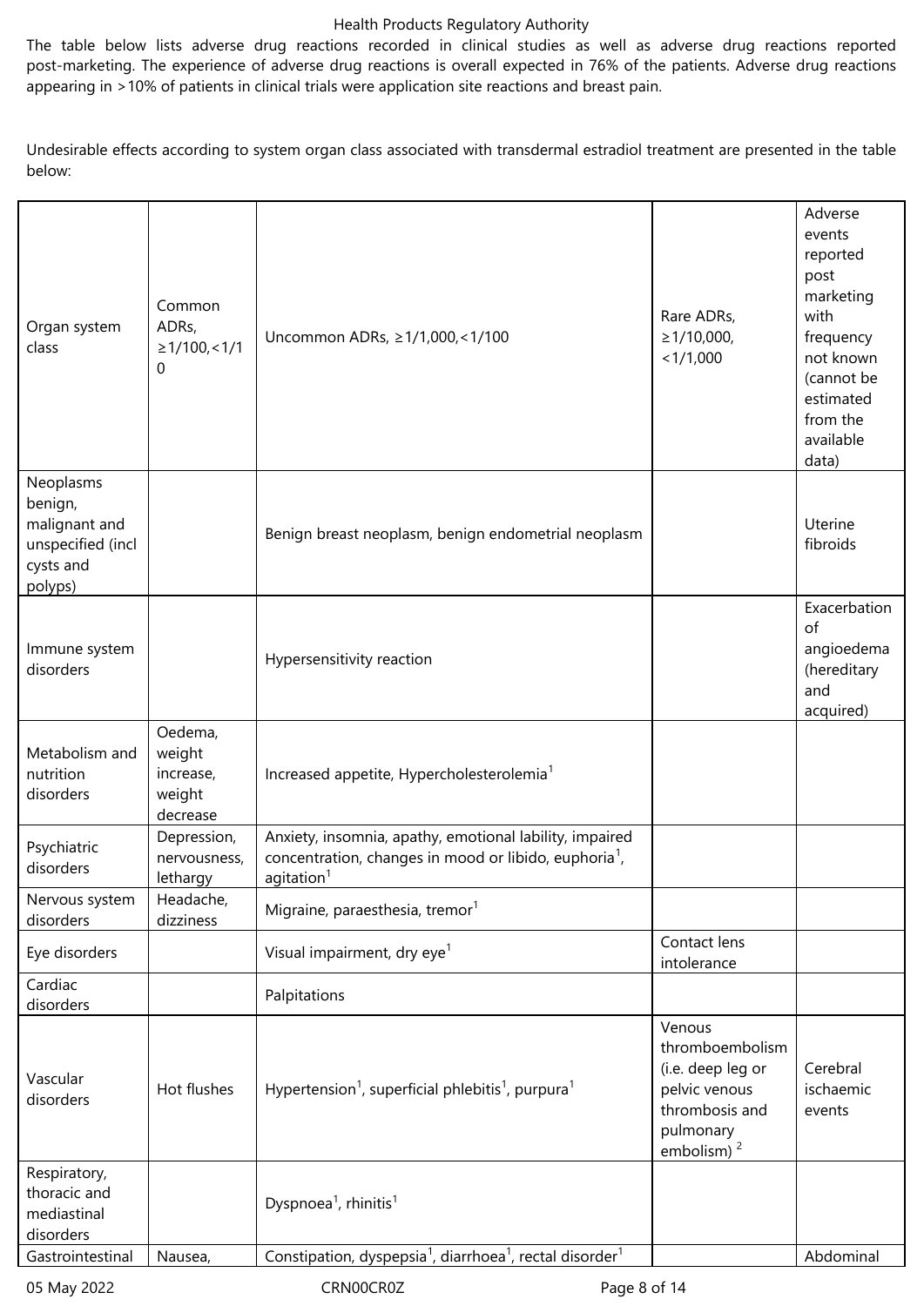The table below lists adverse drug reactions recorded in clinical studies as well as adverse drug reactions reported post-marketing. The experience of adverse drug reactions is overall expected in 76% of the patients. Adverse drug reactions appearing in >10% of patients in clinical trials were application site reactions and breast pain.

Undesirable effects according to system organ class associated with transdermal estradiol treatment are presented in the table below:

| Organ system class | Common ADRs, ≥1/100,<1/10 | Uncommon ADRs, ≥1/1,000,<1/100 | Rare ADRs, ≥1/10,000, <1/1,000 | Adverse events reported post marketing with frequency not known (cannot be estimated from the available data) |
|---|---|---|---|---|
| Neoplasms benign, malignant and unspecified (incl cysts and polyps) | | Benign breast neoplasm, benign endometrial neoplasm | | Uterine fibroids |
| Immune system disorders | | Hypersensitivity reaction | | Exacerbation of angioedema (hereditary and acquired) |
| Metabolism and nutrition disorders | Oedema, weight increase, weight decrease | Increased appetite, Hypercholesterolemia[1] | | |
| Psychiatric disorders | Depression, nervousness, lethargy | Anxiety, insomnia, apathy, emotional lability, impaired concentration, changes in mood or libido, euphoria[1], agitation[1] | | |
| Nervous system disorders | Headache, dizziness | Migraine, paraesthesia, tremor[1] | | |
| Eye disorders | | Visual impairment, dry eye[1] | Contact lens intolerance | |
| Cardiac disorders | | Palpitations | | |
| Vascular disorders | Hot flushes | Hypertension[1], superficial phlebitis[1], purpura[1] | Venous thromboembolism (i.e. deep leg or pelvic venous thrombosis and pulmonary embolism) [2] | Cerebral ischaemic events |
| Respiratory, thoracic and mediastinal disorders | | Dyspnoea[1], rhinitis[1] | | |
| Gastrointestinal | Nausea, | Constipation, dyspepsia[1], diarrhoea[1], rectal disorder[1] | | Abdominal |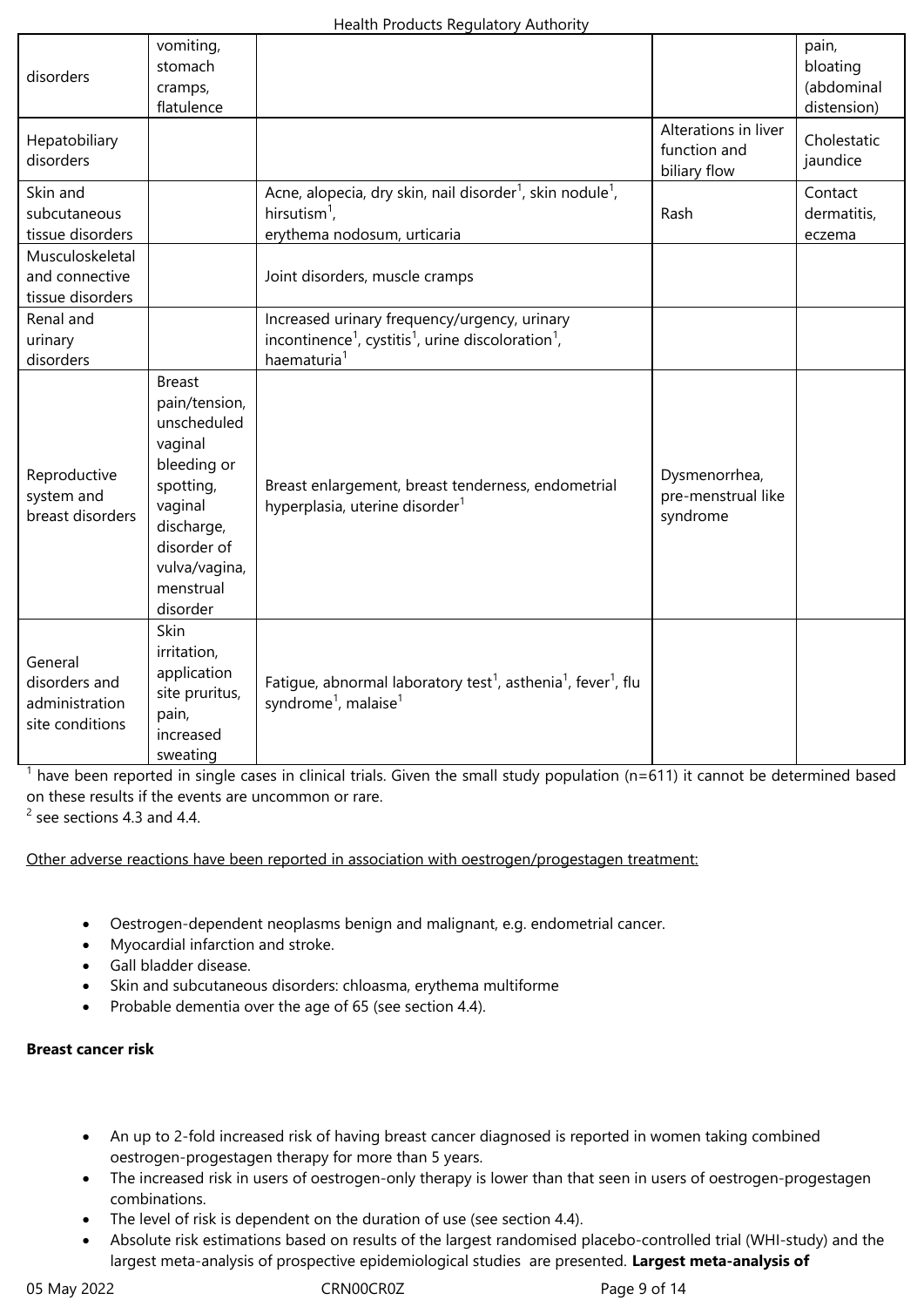| | | | | |
|---|---|---|---|---|
| disorders | vomiting, stomach cramps, flatulence | | | pain, bloating (abdominal distension) |
| Hepatobiliary disorders | | | Alterations in liver function and biliary flow | Cholestatic jaundice |
| Skin and subcutaneous tissue disorders | | Acne, alopecia, dry skin, nail disorder[1], skin nodule[1], hirsutism[1], erythema nodosum, urticaria | Rash | Contact dermatitis, eczema |
| Musculoskeletal and connective tissue disorders | | Joint disorders, muscle cramps | | |
| Renal and urinary disorders | | Increased urinary frequency/urgency, urinary incontinence[1], cystitis[1], urine discoloration[1], haematuria[1] | | |
| Reproductive system and breast disorders | Breast pain/tension, unscheduled vaginal bleeding or spotting, vaginal discharge, disorder of vulva/vagina, menstrual disorder | Breast enlargement, breast tenderness, endometrial hyperplasia, uterine disorder[1] | Dysmenorrhea, pre-menstrual like syndrome | |
| General disorders and administration site conditions | Skin irritation, application site pruritus, pain, increased sweating | Fatigue, abnormal laboratory test[1], asthenia[1], fever[1], flu syndrome[1], malaise[1] | | |

[1] have been reported in single cases in clinical trials. Given the small study population (n=611) it cannot be determined based on these results if the events are uncommon or rare.
[2] see sections 4.3 and 4.4.

Other adverse reactions have been reported in association with oestrogen/progestagen treatment:

- Oestrogen-dependent neoplasms benign and malignant, e.g. endometrial cancer.
- Myocardial infarction and stroke.
- Gall bladder disease.
- Skin and subcutaneous disorders: chloasma, erythema multiforme
- Probable dementia over the age of 65 (see section 4.4).

**Breast cancer risk**

- An up to 2-fold increased risk of having breast cancer diagnosed is reported in women taking combined oestrogen-progestagen therapy for more than 5 years.
- The increased risk in users of oestrogen-only therapy is lower than that seen in users of oestrogen-progestagen combinations.
- The level of risk is dependent on the duration of use (see section 4.4).
- Absolute risk estimations based on results of the largest randomised placebo-controlled trial (WHI-study) and the largest meta-analysis of prospective epidemiological studies are presented. **Largest meta-analysis of**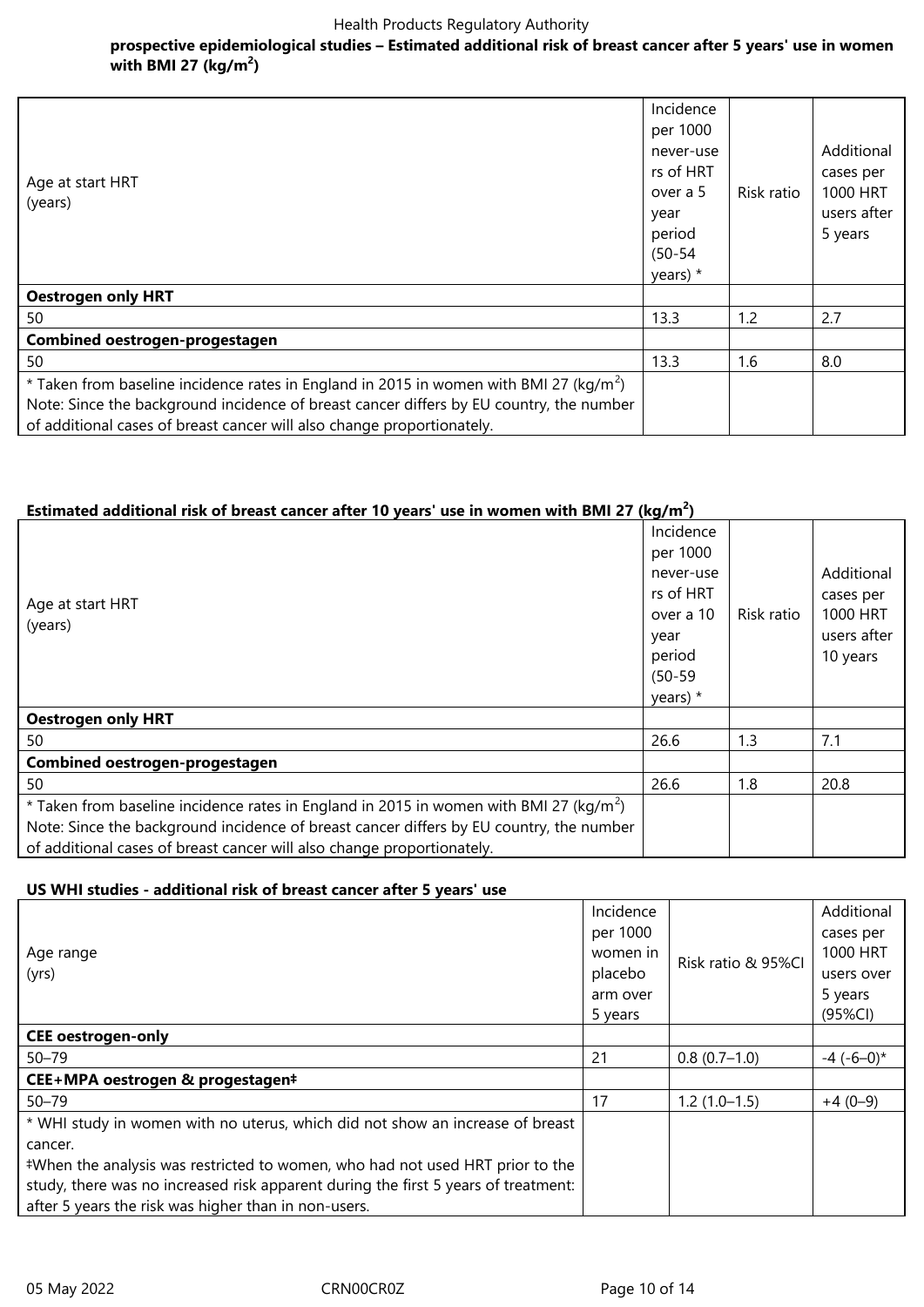**prospective epidemiological studies – Estimated additional risk of breast cancer after 5 years' use in women with BMI 27 (kg/m$^2$)**

| Age at start HRT (years) | Incidence per 1000 never-users of HRT over a 5 year period (50-54 years) * | Risk ratio | Additional cases per 1000 HRT users after 5 years |
|---|---|---|---|
| **Oestrogen only HRT** | | | |
| 50 | 13.3 | 1.2 | 2.7 |
| **Combined oestrogen-progestagen** | | | |
| 50 | 13.3 | 1.6 | 8.0 |
| * Taken from baseline incidence rates in England in 2015 in women with BMI 27 (kg/m$^2$) Note: Since the background incidence of breast cancer differs by EU country, the number of additional cases of breast cancer will also change proportionately. | | | |

**Estimated additional risk of breast cancer after 10 years' use in women with BMI 27 (kg/m$^2$)**

| Age at start HRT (years) | Incidence per 1000 never-users of HRT over a 10 year period (50-59 years) * | Risk ratio | Additional cases per 1000 HRT users after 10 years |
|---|---|---|---|
| **Oestrogen only HRT** | | | |
| 50 | 26.6 | 1.3 | 7.1 |
| **Combined oestrogen-progestagen** | | | |
| 50 | 26.6 | 1.8 | 20.8 |
| * Taken from baseline incidence rates in England in 2015 in women with BMI 27 (kg/m$^2$) Note: Since the background incidence of breast cancer differs by EU country, the number of additional cases of breast cancer will also change proportionately. | | | |

**US WHI studies - additional risk of breast cancer after 5 years' use**

| Age range (yrs) | Incidence per 1000 women in placebo arm over 5 years | Risk ratio & 95%CI | Additional cases per 1000 HRT users over 5 years (95%CI) |
|---|---|---|---|
| **CEE oestrogen-only** | | | |
| 50–79 | 21 | 0.8 (0.7–1.0) | -4 (-6–0)* |
| **CEE+MPA oestrogen & progestagen‡** | | | |
| 50–79 | 17 | 1.2 (1.0–1.5) | +4 (0–9) |
| * WHI study in women with no uterus, which did not show an increase of breast cancer. ‡When the analysis was restricted to women, who had not used HRT prior to the study, there was no increased risk apparent during the first 5 years of treatment: after 5 years the risk was higher than in non-users. | | | |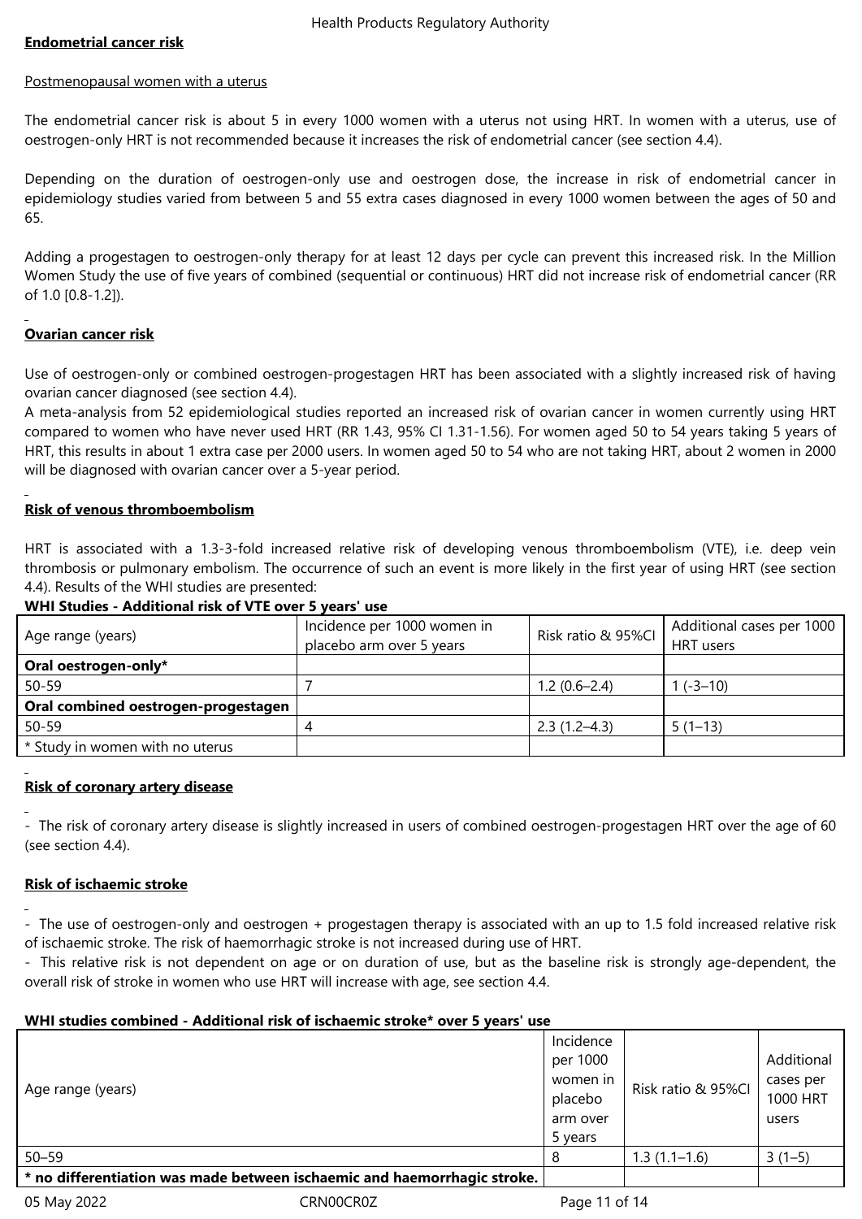**Endometrial cancer risk**

Postmenopausal women with a uterus

The endometrial cancer risk is about 5 in every 1000 women with a uterus not using HRT. In women with a uterus, use of oestrogen-only HRT is not recommended because it increases the risk of endometrial cancer (see section 4.4).

Depending on the duration of oestrogen-only use and oestrogen dose, the increase in risk of endometrial cancer in epidemiology studies varied from between 5 and 55 extra cases diagnosed in every 1000 women between the ages of 50 and 65.

Adding a progestagen to oestrogen-only therapy for at least 12 days per cycle can prevent this increased risk. In the Million Women Study the use of five years of combined (sequential or continuous) HRT did not increase risk of endometrial cancer (RR of 1.0 [0.8-1.2]).

**Ovarian cancer risk**

Use of oestrogen-only or combined oestrogen-progestagen HRT has been associated with a slightly increased risk of having ovarian cancer diagnosed (see section 4.4).
A meta-analysis from 52 epidemiological studies reported an increased risk of ovarian cancer in women currently using HRT compared to women who have never used HRT (RR 1.43, 95% CI 1.31-1.56). For women aged 50 to 54 years taking 5 years of HRT, this results in about 1 extra case per 2000 users. In women aged 50 to 54 who are not taking HRT, about 2 women in 2000 will be diagnosed with ovarian cancer over a 5-year period.

**Risk of venous thromboembolism**

HRT is associated with a 1.3-3-fold increased relative risk of developing venous thromboembolism (VTE), i.e. deep vein thrombosis or pulmonary embolism. The occurrence of such an event is more likely in the first year of using HRT (see section 4.4). Results of the WHI studies are presented:

**WHI Studies - Additional risk of VTE over 5 years' use**

| Age range (years) | Incidence per 1000 women in placebo arm over 5 years | Risk ratio & 95%CI | Additional cases per 1000 HRT users |
|---|---|---|---|
| **Oral oestrogen-only*** | | | |
| 50-59 | 7 | 1.2 (0.6–2.4) | 1 (-3–10) |
| **Oral combined oestrogen-progestagen** | | | |
| 50-59 | 4 | 2.3 (1.2–4.3) | 5 (1–13) |
| * Study in women with no uterus | | | |

**Risk of coronary artery disease**

- The risk of coronary artery disease is slightly increased in users of combined oestrogen-progestagen HRT over the age of 60 (see section 4.4).

**Risk of ischaemic stroke**

- The use of oestrogen-only and oestrogen + progestagen therapy is associated with an up to 1.5 fold increased relative risk of ischaemic stroke. The risk of haemorrhagic stroke is not increased during use of HRT.
- This relative risk is not dependent on age or on duration of use, but as the baseline risk is strongly age-dependent, the overall risk of stroke in women who use HRT will increase with age, see section 4.4.

**WHI studies combined - Additional risk of ischaemic stroke* over 5 years' use**

| Age range (years) | Incidence per 1000 women in placebo arm over 5 years | Risk ratio & 95%CI | Additional cases per 1000 HRT users |
|---|---|---|---|
| 50–59 | 8 | 1.3 (1.1–1.6) | 3 (1–5) |
| **\* no differentiation was made between ischaemic and haemorrhagic stroke.** | | | |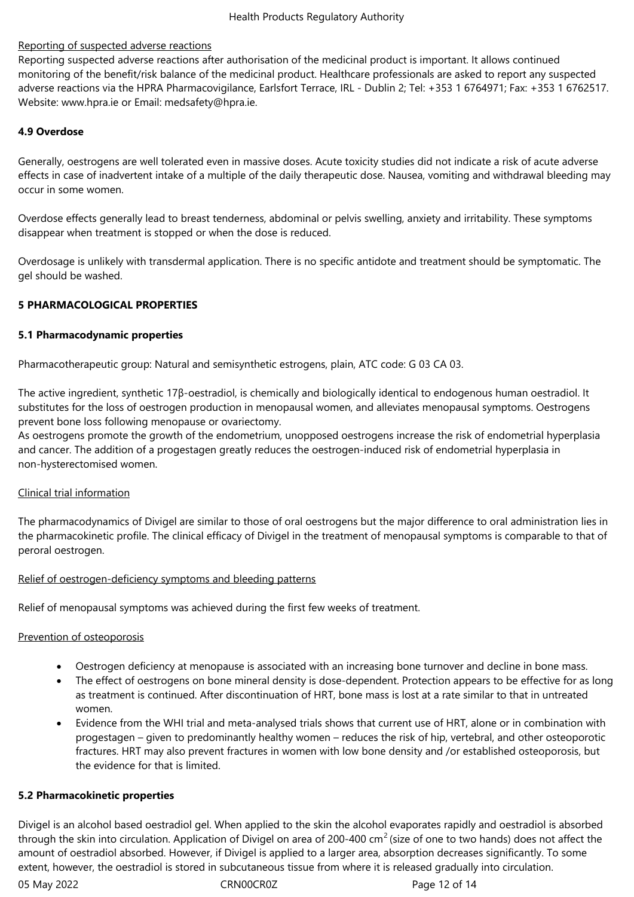Reporting of suspected adverse reactions

Reporting suspected adverse reactions after authorisation of the medicinal product is important. It allows continued monitoring of the benefit/risk balance of the medicinal product. Healthcare professionals are asked to report any suspected adverse reactions via the HPRA Pharmacovigilance, Earlsfort Terrace, IRL - Dublin 2; Tel: +353 1 6764971; Fax: +353 1 6762517. Website: www.hpra.ie or Email: medsafety@hpra.ie.

**4.9 Overdose**

Generally, oestrogens are well tolerated even in massive doses. Acute toxicity studies did not indicate a risk of acute adverse effects in case of inadvertent intake of a multiple of the daily therapeutic dose. Nausea, vomiting and withdrawal bleeding may occur in some women.

Overdose effects generally lead to breast tenderness, abdominal or pelvis swelling, anxiety and irritability. These symptoms disappear when treatment is stopped or when the dose is reduced.

Overdosage is unlikely with transdermal application. There is no specific antidote and treatment should be symptomatic. The gel should be washed.

**5 PHARMACOLOGICAL PROPERTIES**

**5.1 Pharmacodynamic properties**

Pharmacotherapeutic group: Natural and semisynthetic estrogens, plain, ATC code: G 03 CA 03.

The active ingredient, synthetic 17β-oestradiol, is chemically and biologically identical to endogenous human oestradiol. It substitutes for the loss of oestrogen production in menopausal women, and alleviates menopausal symptoms. Oestrogens prevent bone loss following menopause or ovariectomy.
As oestrogens promote the growth of the endometrium, unopposed oestrogens increase the risk of endometrial hyperplasia and cancer. The addition of a progestagen greatly reduces the oestrogen-induced risk of endometrial hyperplasia in non-hysterectomised women.

Clinical trial information

The pharmacodynamics of Divigel are similar to those of oral oestrogens but the major difference to oral administration lies in the pharmacokinetic profile. The clinical efficacy of Divigel in the treatment of menopausal symptoms is comparable to that of peroral oestrogen.

Relief of oestrogen-deficiency symptoms and bleeding patterns

Relief of menopausal symptoms was achieved during the first few weeks of treatment.

Prevention of osteoporosis

- Oestrogen deficiency at menopause is associated with an increasing bone turnover and decline in bone mass.
- The effect of oestrogens on bone mineral density is dose-dependent. Protection appears to be effective for as long as treatment is continued. After discontinuation of HRT, bone mass is lost at a rate similar to that in untreated women.
- Evidence from the WHI trial and meta-analysed trials shows that current use of HRT, alone or in combination with progestagen – given to predominantly healthy women – reduces the risk of hip, vertebral, and other osteoporotic fractures. HRT may also prevent fractures in women with low bone density and /or established osteoporosis, but the evidence for that is limited.

**5.2 Pharmacokinetic properties**

Divigel is an alcohol based oestradiol gel. When applied to the skin the alcohol evaporates rapidly and oestradiol is absorbed through the skin into circulation. Application of Divigel on area of 200-400 $cm^2$ (size of one to two hands) does not affect the amount of oestradiol absorbed. However, if Divigel is applied to a larger area, absorption decreases significantly. To some extent, however, the oestradiol is stored in subcutaneous tissue from where it is released gradually into circulation.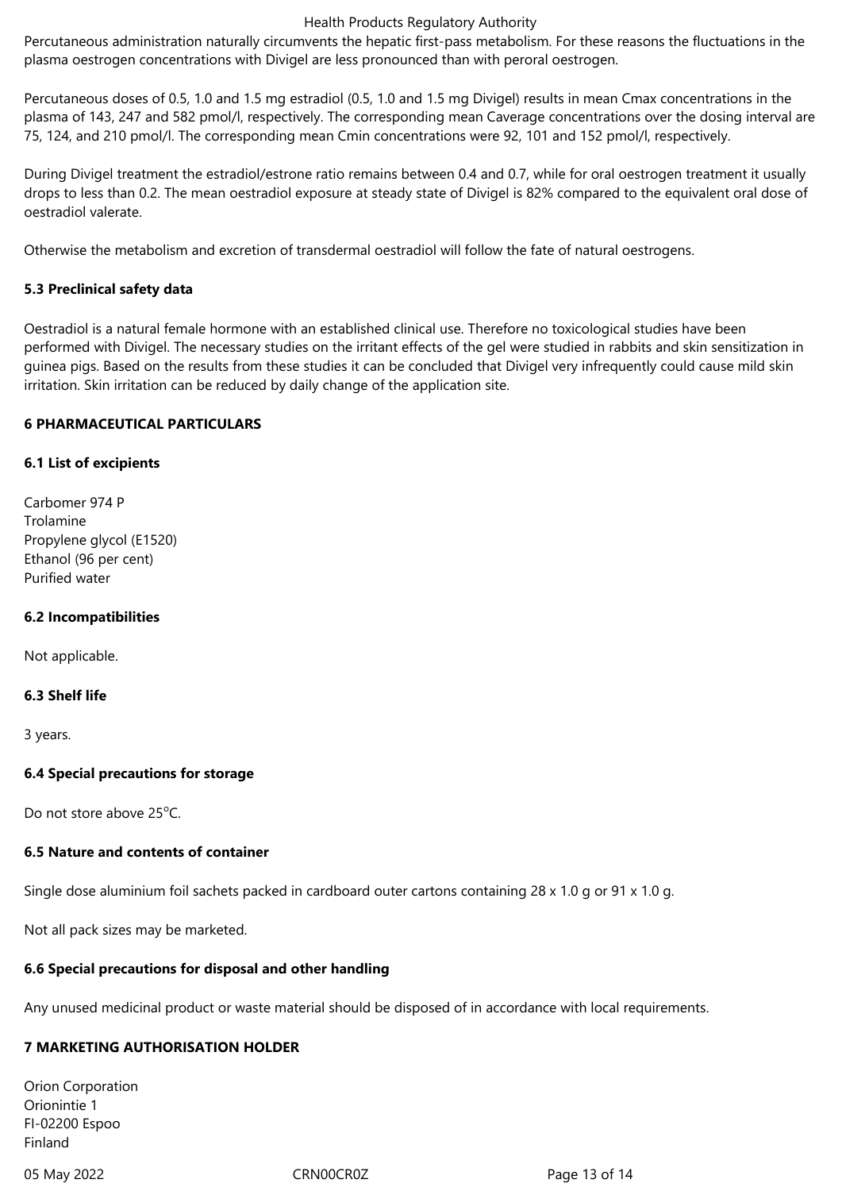Percutaneous administration naturally circumvents the hepatic first-pass metabolism. For these reasons the fluctuations in the plasma oestrogen concentrations with Divigel are less pronounced than with peroral oestrogen.

Percutaneous doses of 0.5, 1.0 and 1.5 mg estradiol (0.5, 1.0 and 1.5 mg Divigel) results in mean Cmax concentrations in the plasma of 143, 247 and 582 pmol/l, respectively. The corresponding mean Caverage concentrations over the dosing interval are 75, 124, and 210 pmol/l. The corresponding mean Cmin concentrations were 92, 101 and 152 pmol/l, respectively.

During Divigel treatment the estradiol/estrone ratio remains between 0.4 and 0.7, while for oral oestrogen treatment it usually drops to less than 0.2. The mean oestradiol exposure at steady state of Divigel is 82% compared to the equivalent oral dose of oestradiol valerate.

Otherwise the metabolism and excretion of transdermal oestradiol will follow the fate of natural oestrogens.

### 5.3 Preclinical safety data

Oestradiol is a natural female hormone with an established clinical use. Therefore no toxicological studies have been performed with Divigel. The necessary studies on the irritant effects of the gel were studied in rabbits and skin sensitization in guinea pigs. Based on the results from these studies it can be concluded that Divigel very infrequently could cause mild skin irritation. Skin irritation can be reduced by daily change of the application site.

## 6 PHARMACEUTICAL PARTICULARS

### 6.1 List of excipients

Carbomer 974 P
Trolamine
Propylene glycol (E1520)
Ethanol (96 per cent)
Purified water

### 6.2 Incompatibilities

Not applicable.

### 6.3 Shelf life

3 years.

### 6.4 Special precautions for storage

Do not store above 25°C.

### 6.5 Nature and contents of container

Single dose aluminium foil sachets packed in cardboard outer cartons containing 28 x 1.0 g or 91 x 1.0 g.

Not all pack sizes may be marketed.

### 6.6 Special precautions for disposal and other handling

Any unused medicinal product or waste material should be disposed of in accordance with local requirements.

## 7 MARKETING AUTHORISATION HOLDER

Orion Corporation
Orionintie 1
FI-02200 Espoo
Finland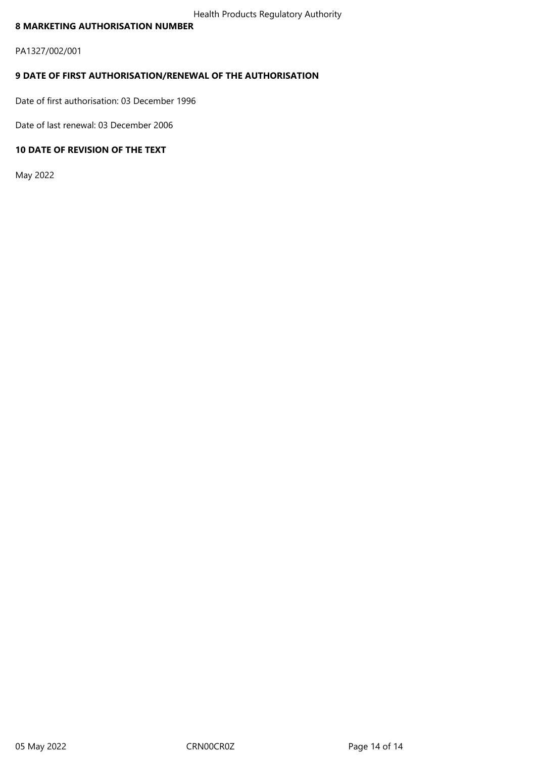## 8 MARKETING AUTHORISATION NUMBER

PA1327/002/001

## 9 DATE OF FIRST AUTHORISATION/RENEWAL OF THE AUTHORISATION

Date of first authorisation: 03 December 1996

Date of last renewal: 03 December 2006

## 10 DATE OF REVISION OF THE TEXT

May 2022